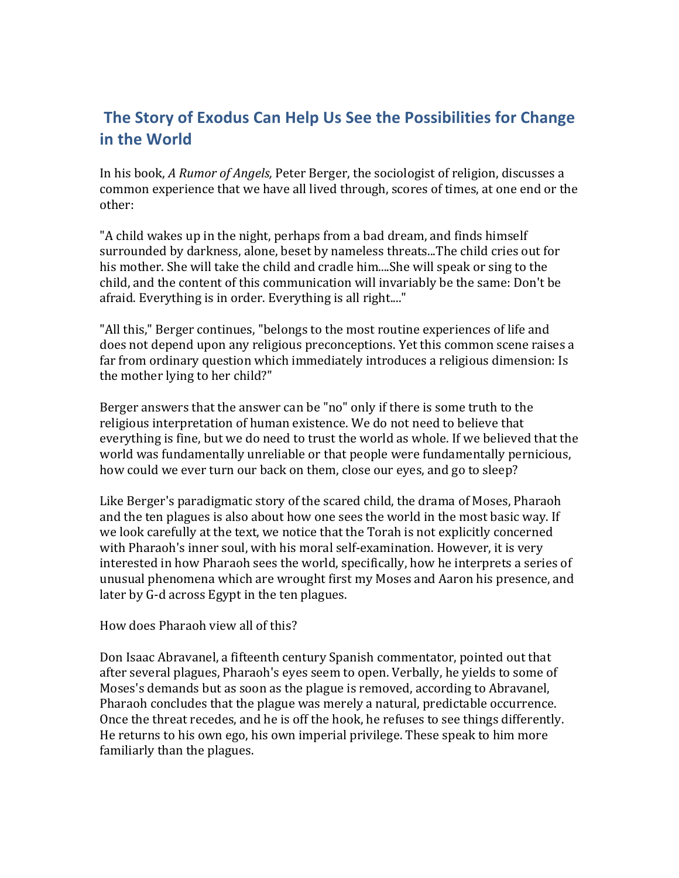## The Story of Exodus Can Help Us See the Possibilities for Change in the World

In his book, *A Rumor of Angels,* Peter Berger, the sociologist of religion, discusses a common experience that we have all lived through, scores of times, at one end or the other:

"A child wakes up in the night, perhaps from a bad dream, and finds himself surrounded by darkness, alone, beset by nameless threats...The child cries out for his mother. She will take the child and cradle him....She will speak or sing to the child, and the content of this communication will invariably be the same: Don't be afraid. Everything is in order. Everything is all right...."

"All this," Berger continues, "belongs to the most routine experiences of life and does not depend upon any religious preconceptions. Yet this common scene raises a far from ordinary question which immediately introduces a religious dimension: Is the mother lying to her child?"

Berger answers that the answer can be "no" only if there is some truth to the religious interpretation of human existence. We do not need to believe that everything is fine, but we do need to trust the world as whole. If we believed that the world was fundamentally unreliable or that people were fundamentally pernicious, how could we ever turn our back on them, close our eyes, and go to sleep?

Like Berger's paradigmatic story of the scared child, the drama of Moses, Pharaoh and the ten plagues is also about how one sees the world in the most basic way. If we look carefully at the text, we notice that the Torah is not explicitly concerned with Pharaoh's inner soul, with his moral self-examination. However, it is very interested in how Pharaoh sees the world, specifically, how he interprets a series of unusual phenomena which are wrought first my Moses and Aaron his presence, and later by G-d across Egypt in the ten plagues.

How does Pharaoh view all of this?

Don Isaac Abravanel, a fifteenth century Spanish commentator, pointed out that after several plagues, Pharaoh's eyes seem to open. Verbally, he yields to some of Moses's demands but as soon as the plague is removed, according to Abravanel, Pharaoh concludes that the plague was merely a natural, predictable occurrence. Once the threat recedes, and he is off the hook, he refuses to see things differently. He returns to his own ego, his own imperial privilege. These speak to him more familiarly than the plagues.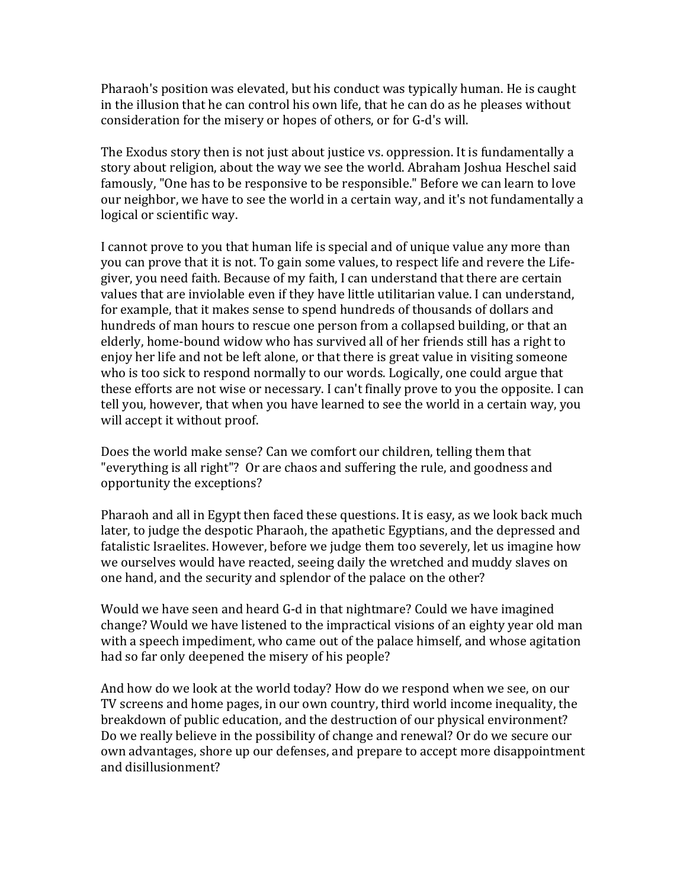Pharaoh's position was elevated, but his conduct was typically human. He is caught in the illusion that he can control his own life, that he can do as he pleases without consideration for the misery or hopes of others, or for G-d's will.

The Exodus story then is not just about justice vs. oppression. It is fundamentally a story about religion, about the way we see the world. Abraham Joshua Heschel said famously, "One has to be responsive to be responsible." Before we can learn to love our neighbor, we have to see the world in a certain way, and it's not fundamentally a logical or scientific way.

I cannot prove to you that human life is special and of unique value any more than you can prove that it is not. To gain some values, to respect life and revere the Life-giver, you need faith. Because of my faith, I can understand that there are certain values that are inviolable even if they have little utilitarian value. I can understand, for example, that it makes sense to spend hundreds of thousands of dollars and hundreds of man hours to rescue one person from a collapsed building, or that an elderly, home-bound widow who has survived all of her friends still has a right to enjoy her life and not be left alone, or that there is great value in visiting someone who is too sick to respond normally to our words. Logically, one could argue that these efforts are not wise or necessary. I can't finally prove to you the opposite. I can tell you, however, that when you have learned to see the world in a certain way, you will accept it without proof.

Does the world make sense? Can we comfort our children, telling them that "everything is all right"? Or are chaos and suffering the rule, and goodness and opportunity the exceptions?

Pharaoh and all in Egypt then faced these questions. It is easy, as we look back much later, to judge the despotic Pharaoh, the apathetic Egyptians, and the depressed and fatalistic Israelites. However, before we judge them too severely, let us imagine how we ourselves would have reacted, seeing daily the wretched and muddy slaves on one hand, and the security and splendor of the palace on the other?

Would we have seen and heard G-d in that nightmare? Could we have imagined change? Would we have listened to the impractical visions of an eighty year old man with a speech impediment, who came out of the palace himself, and whose agitation had so far only deepened the misery of his people?

And how do we look at the world today? How do we respond when we see, on our TV screens and home pages, in our own country, third world income inequality, the breakdown of public education, and the destruction of our physical environment? Do we really believe in the possibility of change and renewal? Or do we secure our own advantages, shore up our defenses, and prepare to accept more disappointment and disillusionment?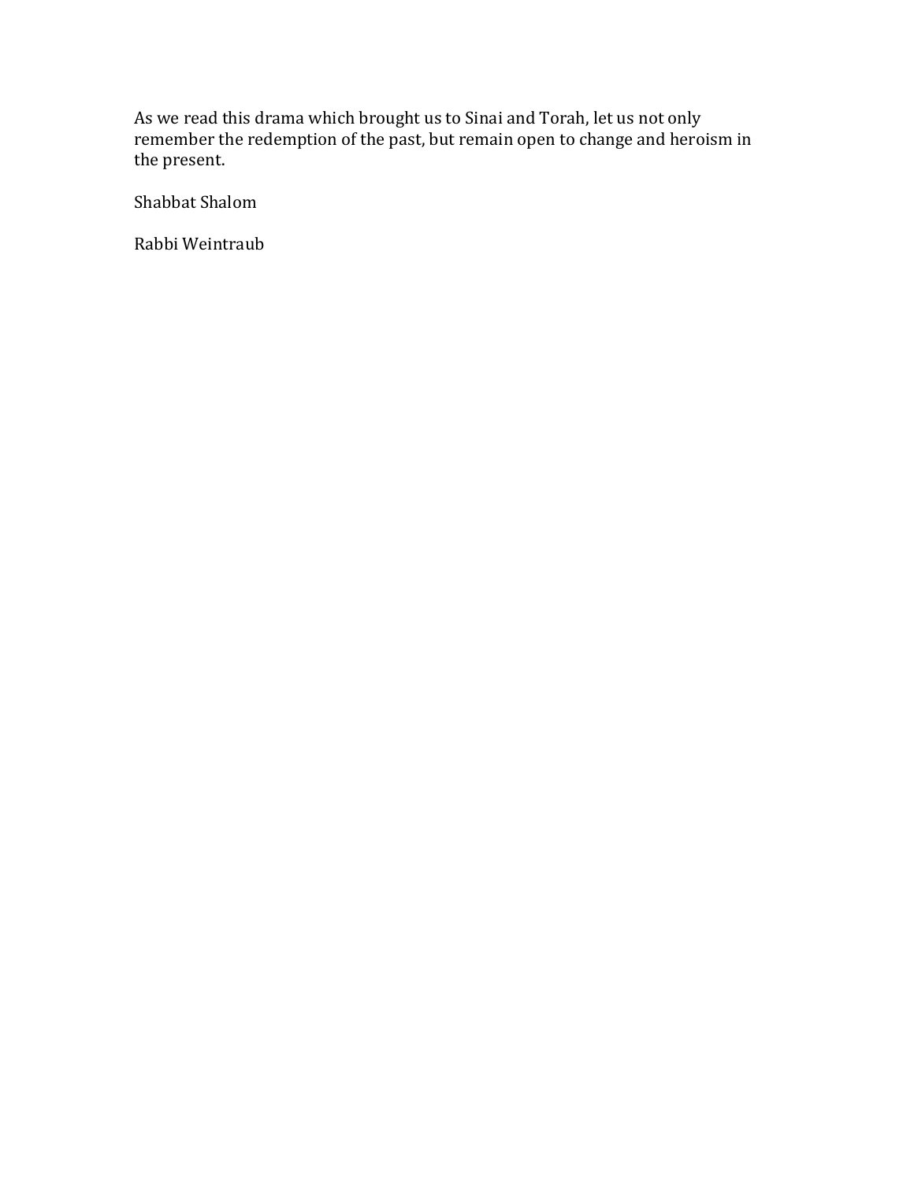As we read this drama which brought us to Sinai and Torah, let us not only remember the redemption of the past, but remain open to change and heroism in the present.

Shabbat Shalom

Rabbi Weintraub